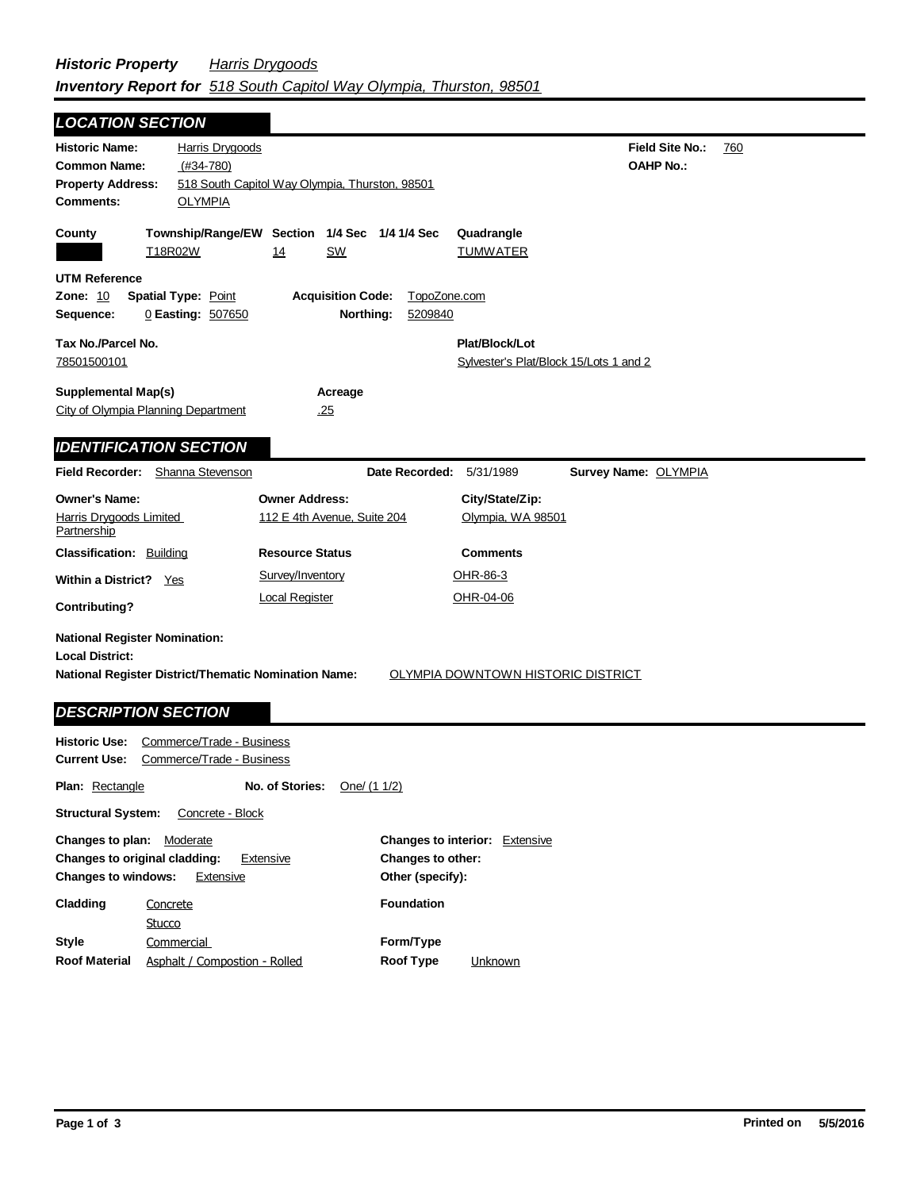***Historic Property*** *Harris Drygoods*
***Inventory Report for*** *518 South Capitol Way Olympia, Thurston, 98501*

## LOCATION SECTION

**Historic Name:** Harris Drygoods
**Common Name:** (#34-780)
**Property Address:** 518 South Capitol Way Olympia, Thurston, 98501
**Comments:** OLYMPIA

**Field Site No.:** 760
**OAHP No.:**

| County | Township/Range/EW | Section | 1/4 Sec | 1/4 1/4 Sec | Quadrangle |
|---|---|---|---|---|---|
| | T18R02W | 14 | SW | | TUMWATER |

**UTM Reference**
**Zone:** 10 **Spatial Type:** Point **Acquisition Code:** TopoZone.com
**Sequence:** 0 **Easting:** 507650 **Northing:** 5209840

**Tax No./Parcel No.**
78501500101

**Plat/Block/Lot**
Sylvester's Plat/Block 15/Lots 1 and 2

**Supplemental Map(s)**
City of Olympia Planning Department

**Acreage**
.25

## IDENTIFICATION SECTION

**Field Recorder:** Shanna Stevenson **Date Recorded:** 5/31/1989 **Survey Name:** OLYMPIA

| Owner's Name: | Owner Address: | City/State/Zip: |
|---|---|---|
| Harris Drygoods Limited Partnership | 112 E 4th Avenue, Suite 204 | Olympia, WA 98501 |

**Classification:** Building

**Within a District?** Yes

**Contributing?**

| Resource Status | Comments |
|---|---|
| Survey/Inventory | OHR-86-3 |
| Local Register | OHR-04-06 |

**National Register Nomination:**
**Local District:**
**National Register District/Thematic Nomination Name:** OLYMPIA DOWNTOWN HISTORIC DISTRICT

## DESCRIPTION SECTION

**Historic Use:** Commerce/Trade - Business
**Current Use:** Commerce/Trade - Business

**Plan:** Rectangle **No. of Stories:** One/ (1 1/2)

**Structural System:** Concrete - Block

**Changes to plan:** Moderate
**Changes to original cladding:** Extensive
**Changes to windows:** Extensive
**Changes to interior:** Extensive
**Changes to other:**
**Other (specify):**

**Cladding** Concrete, Stucco
**Foundation**
**Style** Commercial
**Form/Type**
**Roof Material** Asphalt / Compostion - Rolled
**Roof Type** Unknown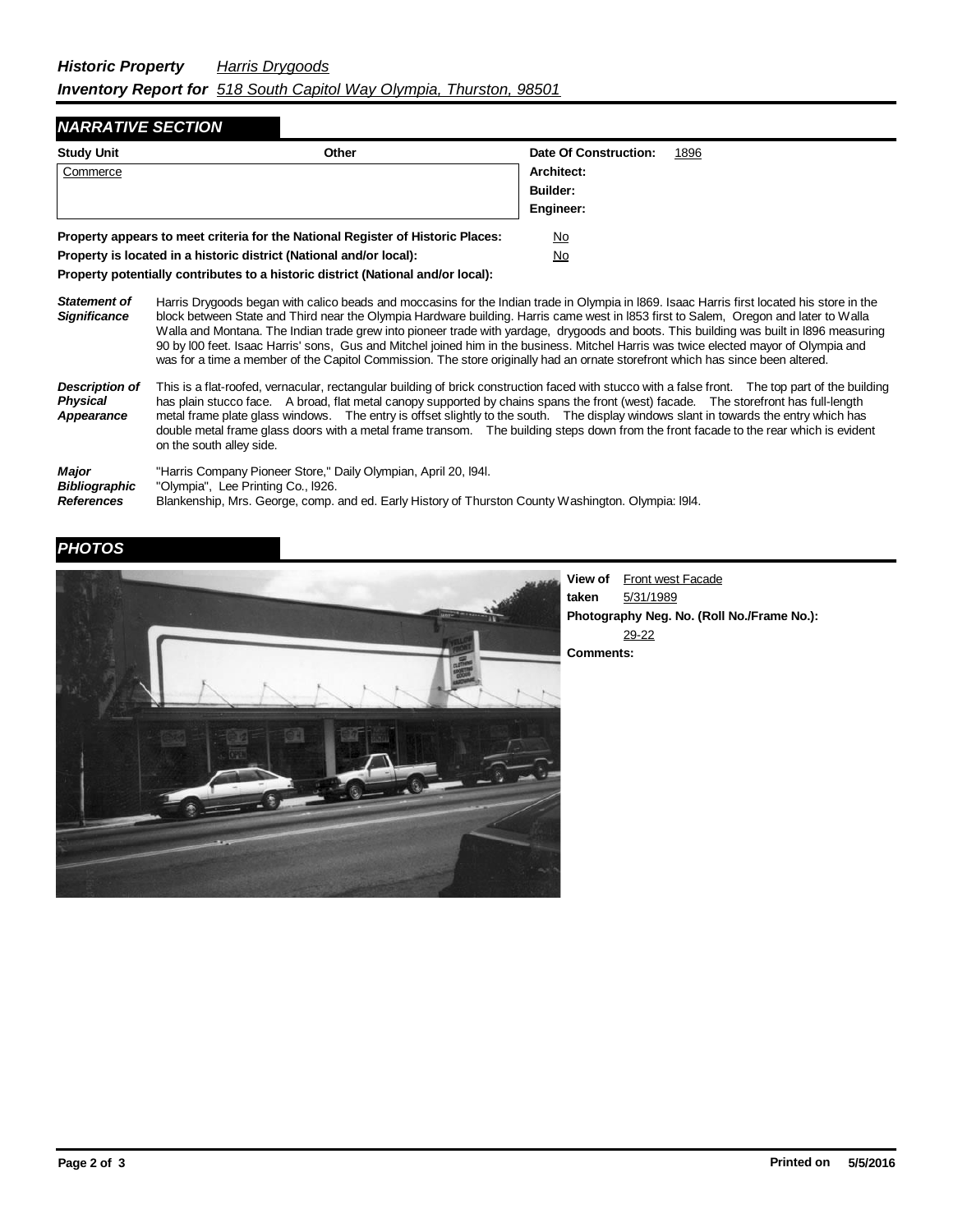**Historic Property** *Harris Drygoods*

**Inventory Report for** *518 South Capitol Way Olympia, Thurston, 98501*

## NARRATIVE SECTION

| Study Unit | Other |
|---|---|
| Commerce | |

**Date Of Construction:** 1896

**Architect:**

**Builder:**

**Engineer:**

**Property appears to meet criteria for the National Register of Historic Places:** No

**Property is located in a historic district (National and/or local):** No

**Property potentially contributes to a historic district (National and/or local):**

***Statement of Significance***

Harris Drygoods began with calico beads and moccasins for the Indian trade in Olympia in l869. Isaac Harris first located his store in the block between State and Third near the Olympia Hardware building. Harris came west in l853 first to Salem, Oregon and later to Walla Walla and Montana. The Indian trade grew into pioneer trade with yardage, drygoods and boots. This building was built in l896 measuring 90 by l00 feet. Isaac Harris' sons, Gus and Mitchel joined him in the business. Mitchel Harris was twice elected mayor of Olympia and was for a time a member of the Capitol Commission. The store originally had an ornate storefront which has since been altered.

***Description of Physical Appearance***

This is a flat-roofed, vernacular, rectangular building of brick construction faced with stucco with a false front. The top part of the building has plain stucco face. A broad, flat metal canopy supported by chains spans the front (west) facade. The storefront has full-length metal frame plate glass windows. The entry is offset slightly to the south. The display windows slant in towards the entry which has double metal frame glass doors with a metal frame transom. The building steps down from the front facade to the rear which is evident on the south alley side.

***Major Bibliographic References***

"Harris Company Pioneer Store," Daily Olympian, April 20, l94l.
"Olympia", Lee Printing Co., l926.
Blankenship, Mrs. George, comp. and ed. Early History of Thurston County Washington. Olympia: l9l4.

## PHOTOS

**View of** Front west Facade

**taken** 5/31/1989

**Photography Neg. No. (Roll No./Frame No.):** 29-22

**Comments:**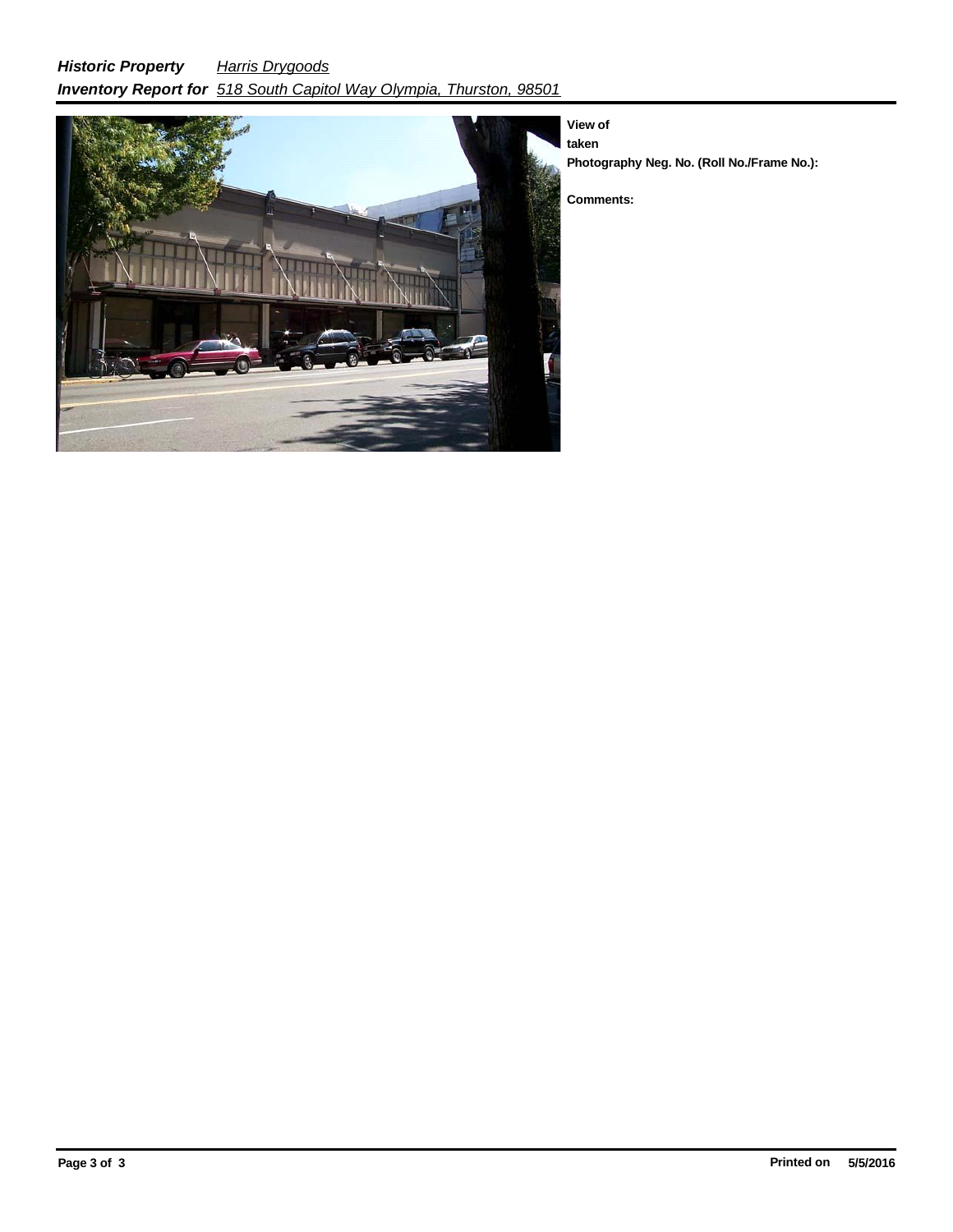***Historic Property Inventory Report for*** *Harris Drygoods* *518 South Capitol Way Olympia, Thurston, 98501*

**View of**

**taken**

**Photography Neg. No. (Roll No./Frame No.):**

**Comments:**